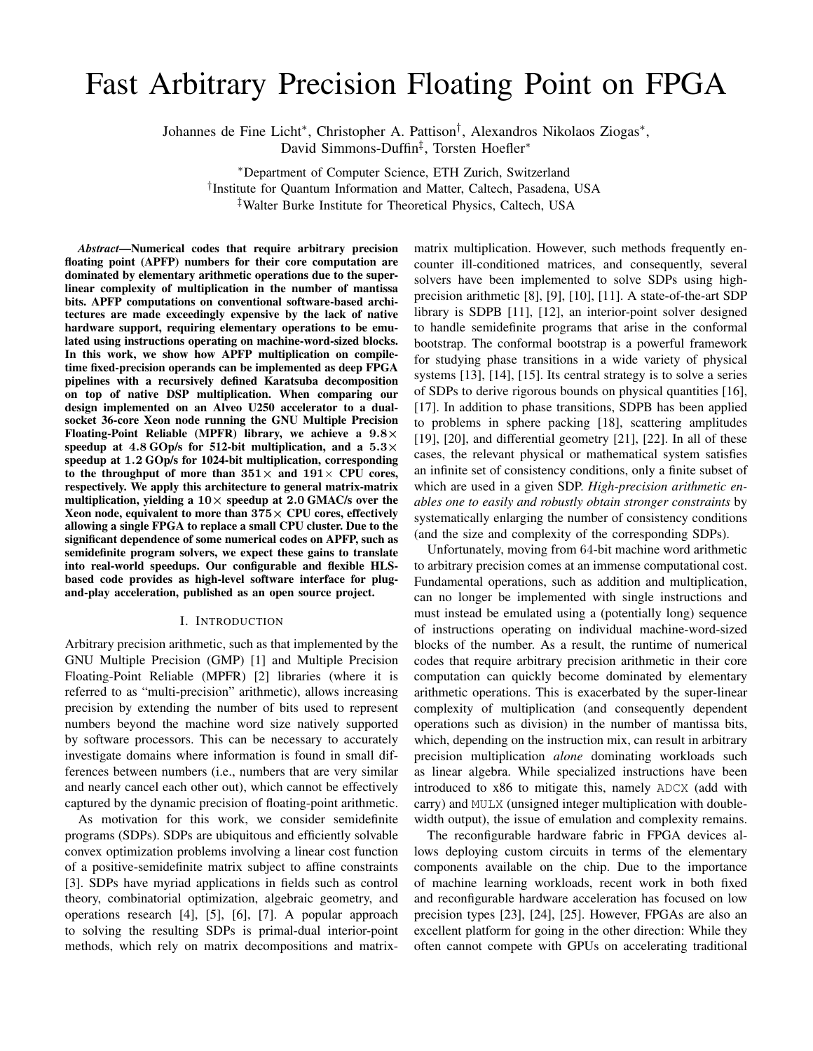# Fast Arbitrary Precision Floating Point on FPGA

Johannes de Fine Licht*, Christopher A. Pattison†, Alexandros Nikolaos Ziogas*, David Simmons-Duffin‡, Torsten Hoefler*

*Department of Computer Science, ETH Zurich, Switzerland
†Institute for Quantum Information and Matter, Caltech, Pasadena, USA
‡Walter Burke Institute for Theoretical Physics, Caltech, USA

***Abstract*—Numerical codes that require arbitrary precision floating point (APFP) numbers for their core computation are dominated by elementary arithmetic operations due to the super-linear complexity of multiplication in the number of mantissa bits. APFP computations on conventional software-based architectures are made exceedingly expensive by the lack of native hardware support, requiring elementary operations to be emulated using instructions operating on machine-word-sized blocks. In this work, we show how APFP multiplication on compile-time fixed-precision operands can be implemented as deep FPGA pipelines with a recursively defined Karatsuba decomposition on top of native DSP multiplication. When comparing our design implemented on an Alveo U250 accelerator to a dual-socket 36-core Xeon node running the GNU Multiple Precision Floating-Point Reliable (MPFR) library, we achieve a $9.8\times$ speedup at $4.8$ GOp/s for 512-bit multiplication, and a $5.3\times$ speedup at $1.2$ GOp/s for 1024-bit multiplication, corresponding to the throughput of more than $351\times$ and $191\times$ CPU cores, respectively. We apply this architecture to general matrix-matrix multiplication, yielding a $10\times$ speedup at $2.0$ GMAC/s over the Xeon node, equivalent to more than $375\times$ CPU cores, effectively allowing a single FPGA to replace a small CPU cluster. Due to the significant dependence of some numerical codes on APFP, such as semidefinite program solvers, we expect these gains to translate into real-world speedups. Our configurable and flexible HLS-based code provides as high-level software interface for plug-and-play acceleration, published as an open source project.**

## I. Introduction

Arbitrary precision arithmetic, such as that implemented by the GNU Multiple Precision (GMP) [1] and Multiple Precision Floating-Point Reliable (MPFR) [2] libraries (where it is referred to as "multi-precision" arithmetic), allows increasing precision by extending the number of bits used to represent numbers beyond the machine word size natively supported by software processors. This can be necessary to accurately investigate domains where information is found in small differences between numbers (i.e., numbers that are very similar and nearly cancel each other out), which cannot be effectively captured by the dynamic precision of floating-point arithmetic.

As motivation for this work, we consider semidefinite programs (SDPs). SDPs are ubiquitous and efficiently solvable convex optimization problems involving a linear cost function of a positive-semidefinite matrix subject to affine constraints [3]. SDPs have myriad applications in fields such as control theory, combinatorial optimization, algebraic geometry, and operations research [4], [5], [6], [7]. A popular approach to solving the resulting SDPs is primal-dual interior-point methods, which rely on matrix decompositions and matrix-matrix multiplication. However, such methods frequently encounter ill-conditioned matrices, and consequently, several solvers have been implemented to solve SDPs using high-precision arithmetic [8], [9], [10], [11]. A state-of-the-art SDP library is SDPB [11], [12], an interior-point solver designed to handle semidefinite programs that arise in the conformal bootstrap. The conformal bootstrap is a powerful framework for studying phase transitions in a wide variety of physical systems [13], [14], [15]. Its central strategy is to solve a series of SDPs to derive rigorous bounds on physical quantities [16], [17]. In addition to phase transitions, SDPB has been applied to problems in sphere packing [18], scattering amplitudes [19], [20], and differential geometry [21], [22]. In all of these cases, the relevant physical or mathematical system satisfies an infinite set of consistency conditions, only a finite subset of which are used in a given SDP. *High-precision arithmetic enables one to easily and robustly obtain stronger constraints* by systematically enlarging the number of consistency conditions (and the size and complexity of the corresponding SDPs).

Unfortunately, moving from 64-bit machine word arithmetic to arbitrary precision comes at an immense computational cost. Fundamental operations, such as addition and multiplication, can no longer be implemented with single instructions and must instead be emulated using a (potentially long) sequence of instructions operating on individual machine-word-sized blocks of the number. As a result, the runtime of numerical codes that require arbitrary precision arithmetic in their core computation can quickly become dominated by elementary arithmetic operations. This is exacerbated by the super-linear complexity of multiplication (and consequently dependent operations such as division) in the number of mantissa bits, which, depending on the instruction mix, can result in arbitrary precision multiplication *alone* dominating workloads such as linear algebra. While specialized instructions have been introduced to x86 to mitigate this, namely `ADCX` (add with carry) and `MULX` (unsigned integer multiplication with double-width output), the issue of emulation and complexity remains.

The reconfigurable hardware fabric in FPGA devices allows deploying custom circuits in terms of the elementary components available on the chip. Due to the importance of machine learning workloads, recent work in both fixed and reconfigurable hardware acceleration has focused on low precision types [23], [24], [25]. However, FPGAs are also an excellent platform for going in the other direction: While they often cannot compete with GPUs on accelerating traditional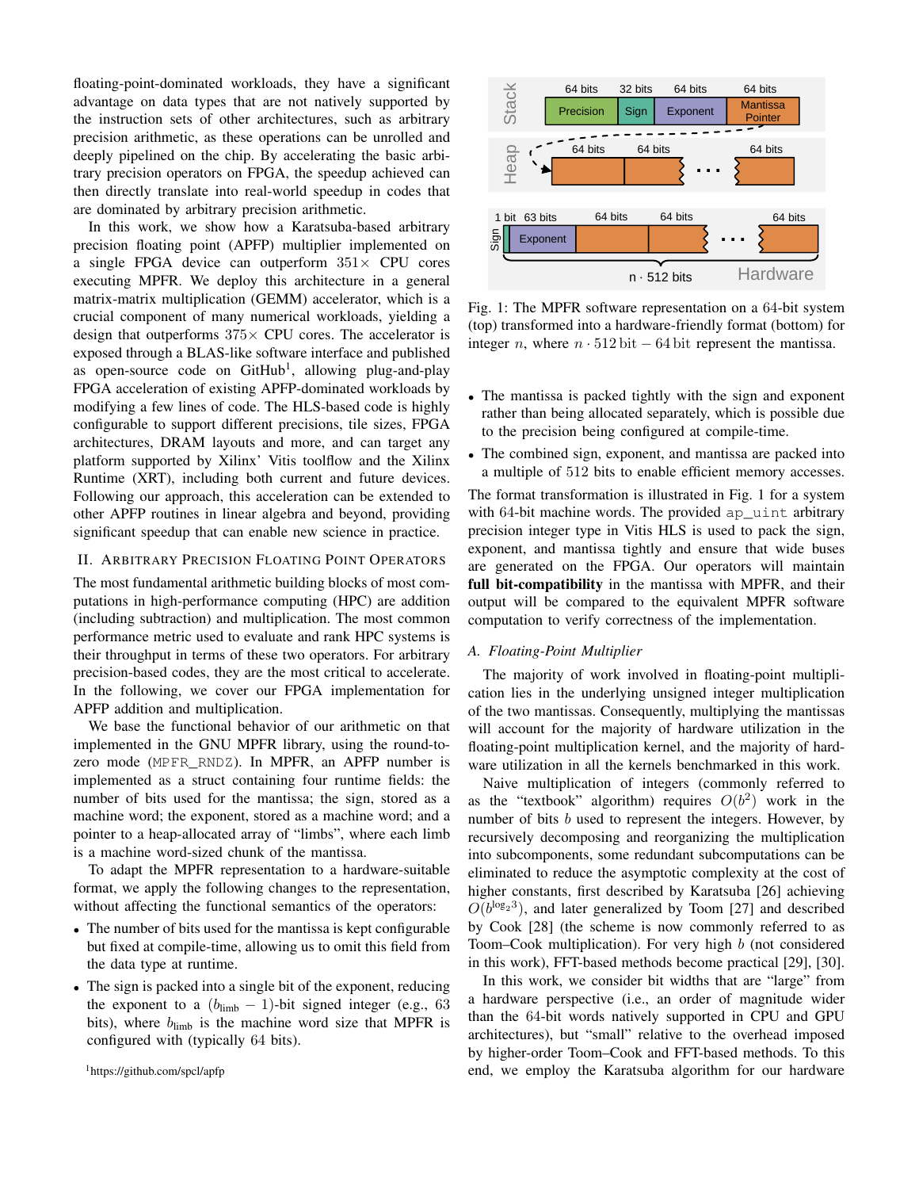floating-point-dominated workloads, they have a significant advantage on data types that are not natively supported by the instruction sets of other architectures, such as arbitrary precision arithmetic, as these operations can be unrolled and deeply pipelined on the chip. By accelerating the basic arbitrary precision operators on FPGA, the speedup achieved can then directly translate into real-world speedup in codes that are dominated by arbitrary precision arithmetic.

In this work, we show how a Karatsuba-based arbitrary precision floating point (APFP) multiplier implemented on a single FPGA device can outperform 351× CPU cores executing MPFR. We deploy this architecture in a general matrix-matrix multiplication (GEMM) accelerator, which is a crucial component of many numerical workloads, yielding a design that outperforms 375× CPU cores. The accelerator is exposed through a BLAS-like software interface and published as open-source code on GitHub[1], allowing plug-and-play FPGA acceleration of existing APFP-dominated workloads by modifying a few lines of code. The HLS-based code is highly configurable to support different precisions, tile sizes, FPGA architectures, DRAM layouts and more, and can target any platform supported by Xilinx' Vitis toolflow and the Xilinx Runtime (XRT), including both current and future devices. Following our approach, this acceleration can be extended to other APFP routines in linear algebra and beyond, providing significant speedup that can enable new science in practice.

## II. Arbitrary Precision Floating Point Operators

The most fundamental arithmetic building blocks of most computations in high-performance computing (HPC) are addition (including subtraction) and multiplication. The most common performance metric used to evaluate and rank HPC systems is their throughput in terms of these two operators. For arbitrary precision-based codes, they are the most critical to accelerate. In the following, we cover our FPGA implementation for APFP addition and multiplication.

We base the functional behavior of our arithmetic on that implemented in the GNU MPFR library, using the round-to-zero mode (`MPFR_RNDZ`). In MPFR, an APFP number is implemented as a struct containing four runtime fields: the number of bits used for the mantissa; the sign, stored as a machine word; the exponent, stored as a machine word; and a pointer to a heap-allocated array of "limbs", where each limb is a machine word-sized chunk of the mantissa.

To adapt the MPFR representation to a hardware-suitable format, we apply the following changes to the representation, without affecting the functional semantics of the operators:

- The number of bits used for the mantissa is kept configurable but fixed at compile-time, allowing us to omit this field from the data type at runtime.
- The sign is packed into a single bit of the exponent, reducing the exponent to a $(b_{\text{limb}} - 1)$-bit signed integer (e.g., 63 bits), where $b_{\text{limb}}$ is the machine word size that MPFR is configured with (typically 64 bits).
- The mantissa is packed tightly with the sign and exponent rather than being allocated separately, which is possible due to the precision being configured at compile-time.
- The combined sign, exponent, and mantissa are packed into a multiple of 512 bits to enable efficient memory accesses.

Fig. 1: The MPFR software representation on a 64-bit system (top) transformed into a hardware-friendly format (bottom) for integer $n$, where $n \cdot 512\,\text{bit} - 64\,\text{bit}$ represent the mantissa.

The format transformation is illustrated in Fig. 1 for a system with 64-bit machine words. The provided `ap_uint` arbitrary precision integer type in Vitis HLS is used to pack the sign, exponent, and mantissa tightly and ensure that wide buses are generated on the FPGA. Our operators will maintain **full bit-compatibility** in the mantissa with MPFR, and their output will be compared to the equivalent MPFR software computation to verify correctness of the implementation.

### A. Floating-Point Multiplier

The majority of work involved in floating-point multiplication lies in the underlying unsigned integer multiplication of the two mantissas. Consequently, multiplying the mantissas will account for the majority of hardware utilization in the floating-point multiplication kernel, and the majority of hardware utilization in all the kernels benchmarked in this work.

Naive multiplication of integers (commonly referred to as the "textbook" algorithm) requires $O(b^2)$ work in the number of bits $b$ used to represent the integers. However, by recursively decomposing and reorganizing the multiplication into subcomponents, some redundant subcomputations can be eliminated to reduce the asymptotic complexity at the cost of higher constants, first described by Karatsuba [26] achieving $O(b^{\log_2 3})$, and later generalized by Toom [27] and described by Cook [28] (the scheme is now commonly referred to as Toom–Cook multiplication). For very high $b$ (not considered in this work), FFT-based methods become practical [29], [30].

In this work, we consider bit widths that are "large" from a hardware perspective (i.e., an order of magnitude wider than the 64-bit words natively supported in CPU and GPU architectures), but "small" relative to the overhead imposed by higher-order Toom–Cook and FFT-based methods. To this end, we employ the Karatsuba algorithm for our hardware

[1] https://github.com/spcl/apfp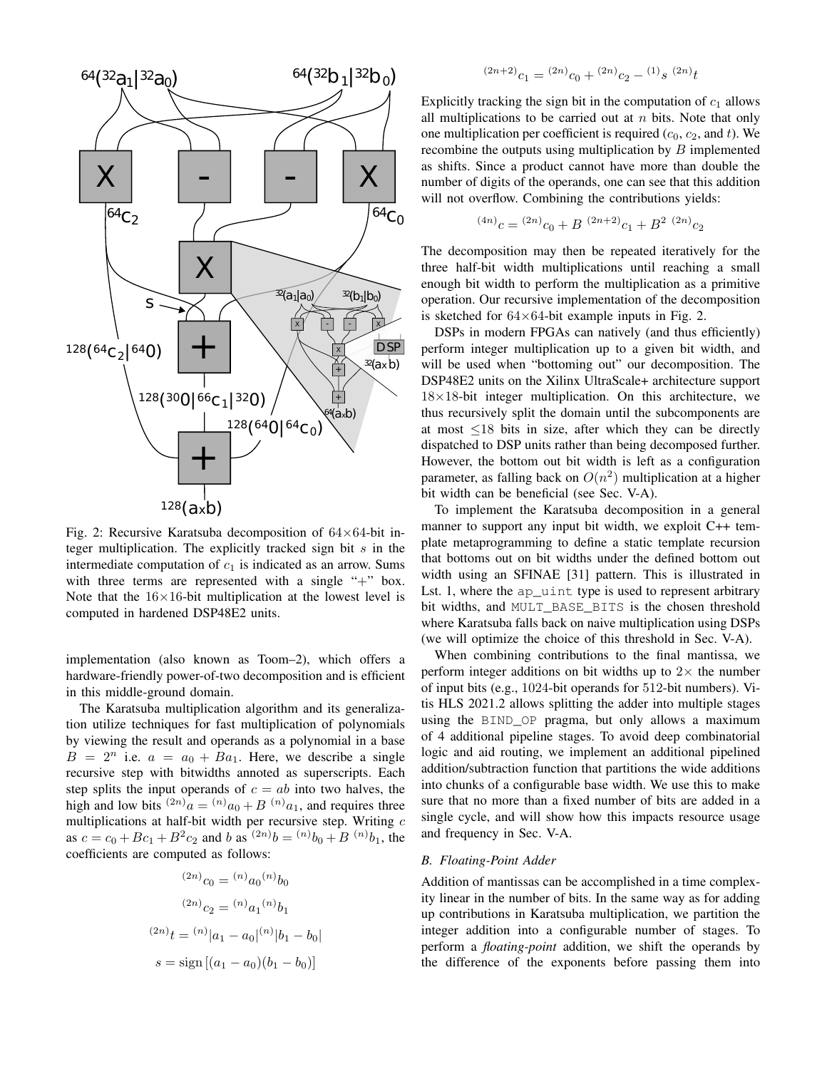Fig. 2: Recursive Karatsuba decomposition of $64\times64$-bit integer multiplication. The explicitly tracked sign bit $s$ in the intermediate computation of $c_1$ is indicated as an arrow. Sums with three terms are represented with a single "+" box. Note that the $16\times16$-bit multiplication at the lowest level is computed in hardened DSP48E2 units.

implementation (also known as Toom–2), which offers a hardware-friendly power-of-two decomposition and is efficient in this middle-ground domain.

The Karatsuba multiplication algorithm and its generalization utilize techniques for fast multiplication of polynomials by viewing the result and operands as a polynomial in a base $B = 2^n$ i.e. $a = a_0 + Ba_1$. Here, we describe a single recursive step with bitwidths annoted as superscripts. Each step splits the input operands of $c = ab$ into two halves, the high and low bits ${}^{(2n)}a = {}^{(n)}a_0 + B\ {}^{(n)}a_1$, and requires three multiplications at half-bit width per recursive step. Writing $c$ as $c = c_0 + Bc_1 + B^2c_2$ and $b$ as ${}^{(2n)}b = {}^{(n)}b_0 + B\ {}^{(n)}b_1$, the coefficients are computed as follows:

$$ {}^{(2n)}c_0 = {}^{(n)}a_0{}^{(n)}b_0 $$

$$ {}^{(2n)}c_2 = {}^{(n)}a_1{}^{(n)}b_1 $$

$$ {}^{(2n)}t = {}^{(n)}|a_1 - a_0|{}^{(n)}|b_1 - b_0| $$

$$ s = \mathrm{sign}\left[(a_1 - a_0)(b_1 - b_0)\right] $$

$$ {}^{(2n+2)}c_1 = {}^{(2n)}c_0 + {}^{(2n)}c_2 - {}^{(1)}s\ {}^{(2n)}t $$

Explicitly tracking the sign bit in the computation of $c_1$ allows all multiplications to be carried out at $n$ bits. Note that only one multiplication per coefficient is required ($c_0$, $c_2$, and $t$). We recombine the outputs using multiplication by $B$ implemented as shifts. Since a product cannot have more than double the number of digits of the operands, one can see that this addition will not overflow. Combining the contributions yields:

$$ {}^{(4n)}c = {}^{(2n)}c_0 + B\ {}^{(2n+2)}c_1 + B^2\ {}^{(2n)}c_2 $$

The decomposition may then be repeated iteratively for the three half-bit width multiplications until reaching a small enough bit width to perform the multiplication as a primitive operation. Our recursive implementation of the decomposition is sketched for $64\times64$-bit example inputs in Fig. 2.

DSPs in modern FPGAs can natively (and thus efficiently) perform integer multiplication up to a given bit width, and will be used when "bottoming out" our decomposition. The DSP48E2 units on the Xilinx UltraScale+ architecture support $18\times18$-bit integer multiplication. On this architecture, we thus recursively split the domain until the subcomponents are at most $\leq 18$ bits in size, after which they can be directly dispatched to DSP units rather than being decomposed further. However, the bottom out bit width is left as a configuration parameter, as falling back on $O(n^2)$ multiplication at a higher bit width can be beneficial (see Sec. V-A).

To implement the Karatsuba decomposition in a general manner to support any input bit width, we exploit C++ template metaprogramming to define a static template recursion that bottoms out on bit widths under the defined bottom out width using an SFINAE [31] pattern. This is illustrated in Lst. 1, where the `ap_uint` type is used to represent arbitrary bit widths, and `MULT_BASE_BITS` is the chosen threshold where Karatsuba falls back on naive multiplication using DSPs (we will optimize the choice of this threshold in Sec. V-A).

When combining contributions to the final mantissa, we perform integer additions on bit widths up to $2\times$ the number of input bits (e.g., 1024-bit operands for 512-bit numbers). Vitis HLS 2021.2 allows splitting the adder into multiple stages using the `BIND_OP` pragma, but only allows a maximum of 4 additional pipeline stages. To avoid deep combinatorial logic and aid routing, we implement an additional pipelined addition/subtraction function that partitions the wide additions into chunks of a configurable base width. We use this to make sure that no more than a fixed number of bits are added in a single cycle, and will show how this impacts resource usage and frequency in Sec. V-A.

### B. Floating-Point Adder

Addition of mantissas can be accomplished in a time complexity linear in the number of bits. In the same way as for adding up contributions in Karatsuba multiplication, we partition the integer addition into a configurable number of stages. To perform a *floating-point* addition, we shift the operands by the difference of the exponents before passing them into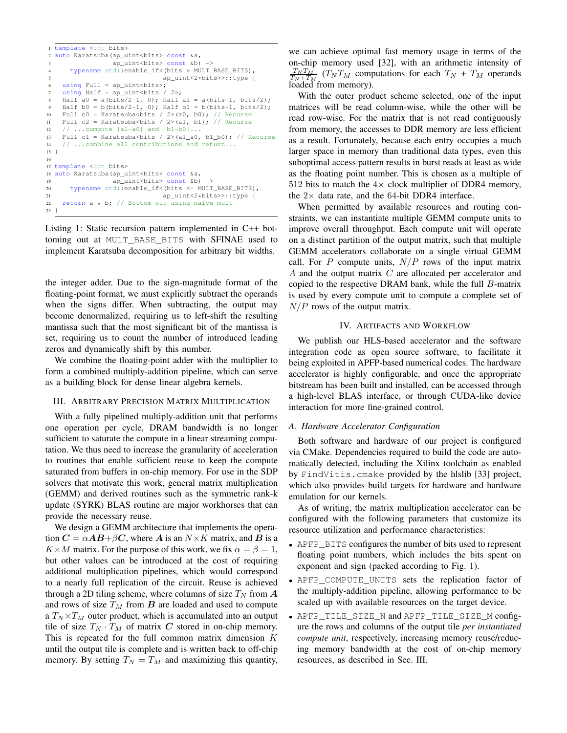```cpp
template <int bits>
auto Karatsuba(ap_uint<bits> const &a,
               ap_uint<bits> const &b) ->
    typename std::enable_if<(bits > MULT_BASE_BITS),
                            ap_uint<2*bits>>::type {
  using Full = ap_uint<bits>;
  using Half = ap_uint<bits / 2>;
  Half a0 = a(bits/2-1, 0); Half a1 = a(bits-1, bits/2);
  Half b0 = b(bits/2-1, 0); Half b1 = b(bits-1, bits/2);
  Full c0 = Karatsuba<bits / 2>(a0, b0); // Recurse
  Full c2 = Karatsuba<bits / 2>(a1, b1); // Recurse
  // ...compute |a1-a0| and |b1-b0|...
  Full c1 = Karatsuba<bits / 2>(a1_a0, b1_b0); // Recurse
  // ...combine all contributions and return...
}

template <int bits>
auto Karatsuba(ap_uint<bits> const &a,
               ap_uint<bits> const &b) ->
    typename std::enable_if<(bits <= MULT_BASE_BITS),
                            ap_uint<2*bits>>::type {
  return a * b; // Bottom out using naive mult
}
```

Listing 1: Static recursion pattern implemented in C++ bottoming out at `MULT_BASE_BITS` with SFINAE used to implement Karatsuba decomposition for arbitrary bit widths.

the integer adder. Due to the sign-magnitude format of the floating-point format, we must explicitly subtract the operands when the signs differ. When subtracting, the output may become denormalized, requiring us to left-shift the resulting mantissa such that the most significant bit of the mantissa is set, requiring us to count the number of introduced leading zeros and dynamically shift by this number.

We combine the floating-point adder with the multiplier to form a combined multiply-addition pipeline, which can serve as a building block for dense linear algebra kernels.

## III. Arbitrary Precision Matrix Multiplication

With a fully pipelined multiply-addition unit that performs one operation per cycle, DRAM bandwidth is no longer sufficient to saturate the compute in a linear streaming computation. We thus need to increase the granularity of acceleration to routines that enable sufficient reuse to keep the compute saturated from buffers in on-chip memory. For use in the SDP solvers that motivate this work, general matrix multiplication (GEMM) and derived routines such as the symmetric rank-k update (SYRK) BLAS routine are major workhorses that can provide the necessary reuse.

We design a GEMM architecture that implements the operation $\boldsymbol{C} = \alpha \boldsymbol{AB} + \beta \boldsymbol{C}$, where $\boldsymbol{A}$ is an $N \times K$ matrix, and $\boldsymbol{B}$ is a $K \times M$ matrix. For the purpose of this work, we fix $\alpha = \beta = 1$, but other values can be introduced at the cost of requiring additional multiplication pipelines, which would correspond to a nearly full replication of the circuit. Reuse is achieved through a 2D tiling scheme, where columns of size $T_N$ from $\boldsymbol{A}$ and rows of size $T_M$ from $\boldsymbol{B}$ are loaded and used to compute a $T_N \times T_M$ outer product, which is accumulated into an output tile of size $T_N \cdot T_M$ of matrix $\boldsymbol{C}$ stored in on-chip memory. This is repeated for the full common matrix dimension $K$ until the output tile is complete and is written back to off-chip memory. By setting $T_N = T_M$ and maximizing this quantity, we can achieve optimal fast memory usage in terms of the on-chip memory used [32], with an arithmetic intensity of $\frac{T_N T_M}{T_N + T_M}$ ($T_N T_M$ computations for each $T_N + T_M$ operands loaded from memory).

With the outer product scheme selected, one of the input matrices will be read column-wise, while the other will be read row-wise. For the matrix that is not read contiguously from memory, the accesses to DDR memory are less efficient as a result. Fortunately, because each entry occupies a much larger space in memory than traditional data types, even this suboptimal access pattern results in burst reads at least as wide as the floating point number. This is chosen as a multiple of 512 bits to match the $4\times$ clock multiplier of DDR4 memory, the $2\times$ data rate, and the 64-bit DDR4 interface.

When permitted by available resources and routing constraints, we can instantiate multiple GEMM compute units to improve overall throughput. Each compute unit will operate on a distinct partition of the output matrix, such that multiple GEMM accelerators collaborate on a single virtual GEMM call. For $P$ compute units, $N/P$ rows of the input matrix $A$ and the output matrix $C$ are allocated per accelerator and copied to the respective DRAM bank, while the full $B$-matrix is used by every compute unit to compute a complete set of $N/P$ rows of the output matrix.

## IV. Artifacts and Workflow

We publish our HLS-based accelerator and the software integration code as open source software, to facilitate it being exploited in APFP-based numerical codes. The hardware accelerator is highly configurable, and once the appropriate bitstream has been built and installed, can be accessed through a high-level BLAS interface, or through CUDA-like device interaction for more fine-grained control.

### A. Hardware Accelerator Configuration

Both software and hardware of our project is configured via CMake. Dependencies required to build the code are automatically detected, including the Xilinx toolchain as enabled by `FindVitis.cmake` provided by the hlslib [33] project, which also provides build targets for hardware and hardware emulation for our kernels.

As of writing, the matrix multiplication accelerator can be configured with the following parameters that customize its resource utilization and performance characteristics:

- `APFP_BITS` configures the number of bits used to represent floating point numbers, which includes the bits spent on exponent and sign (packed according to Fig. 1).
- `APFP_COMPUTE_UNITS` sets the replication factor of the multiply-addition pipeline, allowing performance to be scaled up with available resources on the target device.
- `APFP_TILE_SIZE_N` and `APFP_TILE_SIZE_M` configure the rows and columns of the output tile *per instantiated compute unit*, respectively, increasing memory reuse/reducing memory bandwidth at the cost of on-chip memory resources, as described in Sec. III.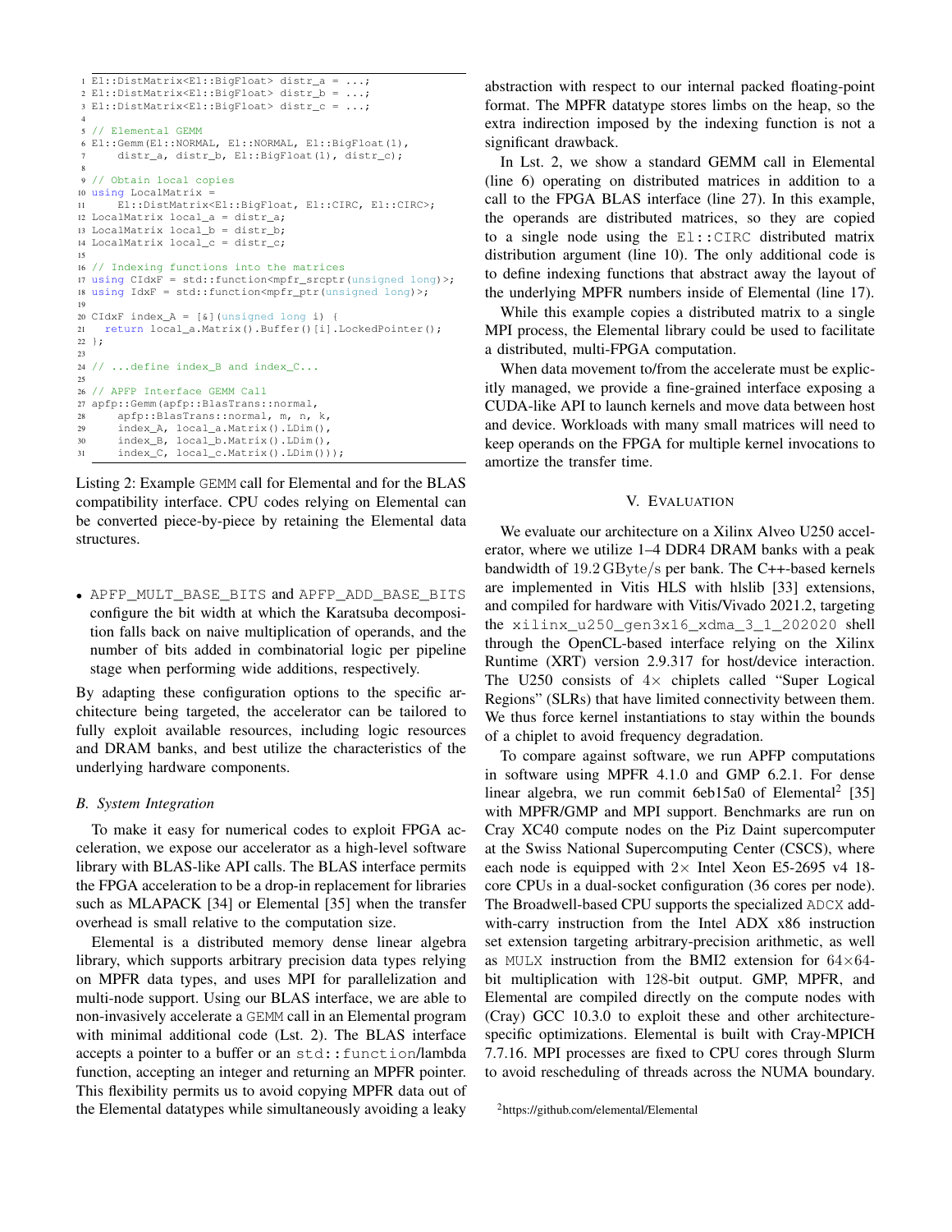```
El::DistMatrix<El::BigFloat> distr_a = ...;
El::DistMatrix<El::BigFloat> distr_b = ...;
El::DistMatrix<El::BigFloat> distr_c = ...;

// Elemental GEMM
El::Gemm(El::NORMAL, El::NORMAL, El::BigFloat(1),
    distr_a, distr_b, El::BigFloat(1), distr_c);

// Obtain local copies
using LocalMatrix =
    El::DistMatrix<El::BigFloat, El::CIRC, El::CIRC>;
LocalMatrix local_a = distr_a;
LocalMatrix local_b = distr_b;
LocalMatrix local_c = distr_c;

// Indexing functions into the matrices
using CIdxF = std::function<mpfr_srcptr(unsigned long)>;
using IdxF = std::function<mpfr_ptr(unsigned long)>;

CIdxF index_A = [&](unsigned long i) {
  return local_a.Matrix().Buffer()[i].LockedPointer();
};

// ...define index_B and index_C...

// APFP Interface GEMM Call
apfp::Gemm(apfp::BlasTrans::normal,
    apfp::BlasTrans::normal, m, n, k,
    index_A, local_a.Matrix().LDim(),
    index_B, local_b.Matrix().LDim(),
    index_C, local_c.Matrix().LDim());
```

Listing 2: Example GEMM call for Elemental and for the BLAS compatibility interface. CPU codes relying on Elemental can be converted piece-by-piece by retaining the Elemental data structures.

- APFP_MULT_BASE_BITS and APFP_ADD_BASE_BITS configure the bit width at which the Karatsuba decomposition falls back on naive multiplication of operands, and the number of bits added in combinatorial logic per pipeline stage when performing wide additions, respectively.

By adapting these configuration options to the specific architecture being targeted, the accelerator can be tailored to fully exploit available resources, including logic resources and DRAM banks, and best utilize the characteristics of the underlying hardware components.

### B. System Integration

To make it easy for numerical codes to exploit FPGA acceleration, we expose our accelerator as a high-level software library with BLAS-like API calls. The BLAS interface permits the FPGA acceleration to be a drop-in replacement for libraries such as MLAPACK [34] or Elemental [35] when the transfer overhead is small relative to the computation size.

Elemental is a distributed memory dense linear algebra library, which supports arbitrary precision data types relying on MPFR data types, and uses MPI for parallelization and multi-node support. Using our BLAS interface, we are able to non-invasively accelerate a GEMM call in an Elemental program with minimal additional code (Lst. 2). The BLAS interface accepts a pointer to a buffer or an std::function/lambda function, accepting an integer and returning an MPFR pointer. This flexibility permits us to avoid copying MPFR data out of the Elemental datatypes while simultaneously avoiding a leaky abstraction with respect to our internal packed floating-point format. The MPFR datatype stores limbs on the heap, so the extra indirection imposed by the indexing function is not a significant drawback.

In Lst. 2, we show a standard GEMM call in Elemental (line 6) operating on distributed matrices in addition to a call to the FPGA BLAS interface (line 27). In this example, the operands are distributed matrices, so they are copied to a single node using the El::CIRC distributed matrix distribution argument (line 10). The only additional code is to define indexing functions that abstract away the layout of the underlying MPFR numbers inside of Elemental (line 17).

While this example copies a distributed matrix to a single MPI process, the Elemental library could be used to facilitate a distributed, multi-FPGA computation.

When data movement to/from the accelerate must be explicitly managed, we provide a fine-grained interface exposing a CUDA-like API to launch kernels and move data between host and device. Workloads with many small matrices will need to keep operands on the FPGA for multiple kernel invocations to amortize the transfer time.

## V. Evaluation

We evaluate our architecture on a Xilinx Alveo U250 accelerator, where we utilize 1–4 DDR4 DRAM banks with a peak bandwidth of 19.2 GByte/s per bank. The C++-based kernels are implemented in Vitis HLS with hlslib [33] extensions, and compiled for hardware with Vitis/Vivado 2021.2, targeting the xilinx_u250_gen3x16_xdma_3_1_202020 shell through the OpenCL-based interface relying on the Xilinx Runtime (XRT) version 2.9.317 for host/device interaction. The U250 consists of 4× chiplets called “Super Logical Regions” (SLRs) that have limited connectivity between them. We thus force kernel instantiations to stay within the bounds of a chiplet to avoid frequency degradation.

To compare against software, we run APFP computations in software using MPFR 4.1.0 and GMP 6.2.1. For dense linear algebra, we run commit 6eb15a0 of Elemental[2] [35] with MPFR/GMP and MPI support. Benchmarks are run on Cray XC40 compute nodes on the Piz Daint supercomputer at the Swiss National Supercomputing Center (CSCS), where each node is equipped with 2× Intel Xeon E5-2695 v4 18-core CPUs in a dual-socket configuration (36 cores per node). The Broadwell-based CPU supports the specialized ADCX add-with-carry instruction from the Intel ADX x86 instruction set extension targeting arbitrary-precision arithmetic, as well as MULX instruction from the BMI2 extension for 64×64-bit multiplication with 128-bit output. GMP, MPFR, and Elemental are compiled directly on the compute nodes with (Cray) GCC 10.3.0 to exploit these and other architecture-specific optimizations. Elemental is built with Cray-MPICH 7.7.16. MPI processes are fixed to CPU cores through Slurm to avoid rescheduling of threads across the NUMA boundary.

[2] https://github.com/elemental/Elemental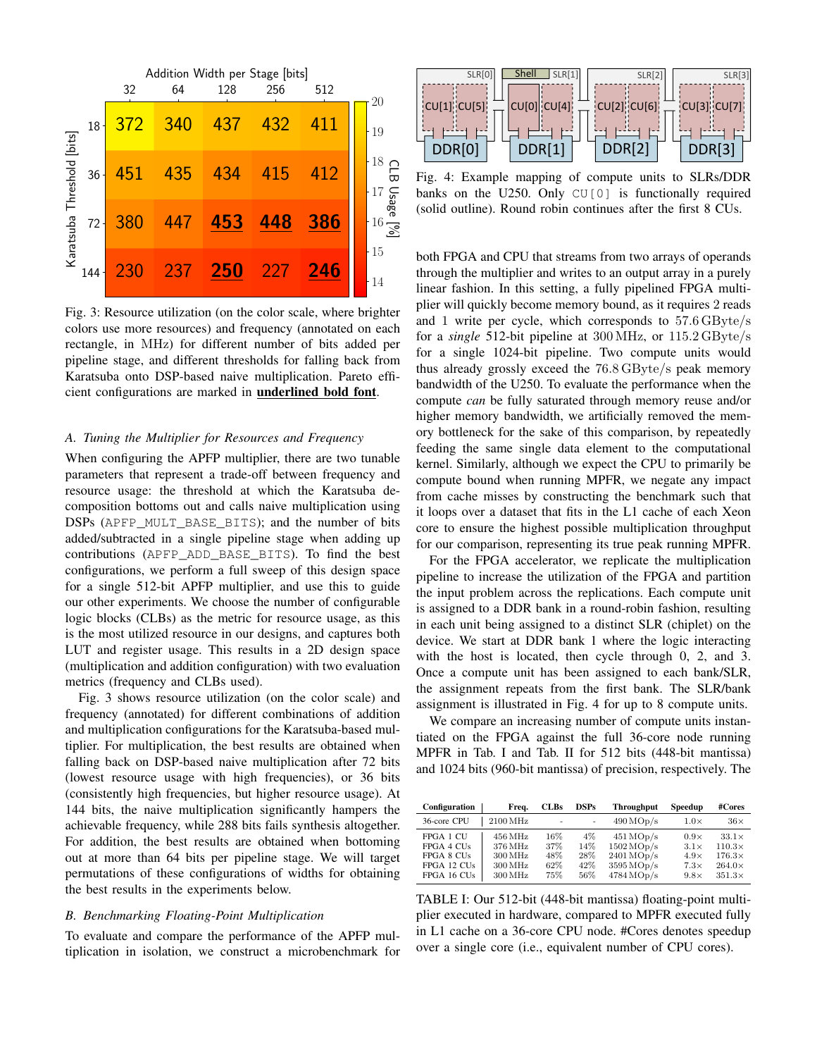Fig. 3: Resource utilization (on the color scale, where brighter colors use more resources) and frequency (annotated on each rectangle, in MHz) for different number of bits added per pipeline stage, and different thresholds for falling back from Karatsuba onto DSP-based naive multiplication. Pareto efficient configurations are marked in **underlined bold font**.

### A. Tuning the Multiplier for Resources and Frequency

When configuring the APFP multiplier, there are two tunable parameters that represent a trade-off between frequency and resource usage: the threshold at which the Karatsuba decomposition bottoms out and calls naive multiplication using DSPs (`APFP_MULT_BASE_BITS`); and the number of bits added/subtracted in a single pipeline stage when adding up contributions (`APFP_ADD_BASE_BITS`). To find the best configurations, we perform a full sweep of this design space for a single 512-bit APFP multiplier, and use this to guide our other experiments. We choose the number of configurable logic blocks (CLBs) as the metric for resource usage, as this is the most utilized resource in our designs, and captures both LUT and register usage. This results in a 2D design space (multiplication and addition configuration) with two evaluation metrics (frequency and CLBs used).

Fig. 3 shows resource utilization (on the color scale) and frequency (annotated) for different combinations of addition and multiplication configurations for the Karatsuba-based multiplier. For multiplication, the best results are obtained when falling back on DSP-based naive multiplication after 72 bits (lowest resource usage with high frequencies), or 36 bits (consistently high frequencies, but higher resource usage). At 144 bits, the naive multiplication significantly hampers the achievable frequency, while 288 bits fails synthesis altogether. For addition, the best results are obtained when bottoming out at more than 64 bits per pipeline stage. We will target permutations of these configurations of widths for obtaining the best results in the experiments below.

### B. Benchmarking Floating-Point Multiplication

To evaluate and compare the performance of the APFP multiplication in isolation, we construct a microbenchmark for both FPGA and CPU that streams from two arrays of operands through the multiplier and writes to an output array in a purely linear fashion. In this setting, a fully pipelined FPGA multiplier will quickly become memory bound, as it requires 2 reads and 1 write per cycle, which corresponds to $57.6\,\mathrm{GByte/s}$ for a *single* 512-bit pipeline at $300\,\mathrm{MHz}$, or $115.2\,\mathrm{GByte/s}$ for a single 1024-bit pipeline. Two compute units would thus already grossly exceed the $76.8\,\mathrm{GByte/s}$ peak memory bandwidth of the U250. To evaluate the performance when the compute *can* be fully saturated through memory reuse and/or higher memory bandwidth, we artificially removed the memory bottleneck for the sake of this comparison, by repeatedly feeding the same single data element to the computational kernel. Similarly, although we expect the CPU to primarily be compute bound when running MPFR, we negate any impact from cache misses by constructing the benchmark such that it loops over a dataset that fits in the L1 cache of each Xeon core to ensure the highest possible multiplication throughput for our comparison, representing its true peak running MPFR.

Fig. 4: Example mapping of compute units to SLRs/DDR banks on the U250. Only `CU[0]` is functionally required (solid outline). Round robin continues after the first 8 CUs.

For the FPGA accelerator, we replicate the multiplication pipeline to increase the utilization of the FPGA and partition the input problem across the replications. Each compute unit is assigned to a DDR bank in a round-robin fashion, resulting in each unit being assigned to a distinct SLR (chiplet) on the device. We start at DDR bank 1 where the logic interacting with the host is located, then cycle through 0, 2, and 3. Once a compute unit has been assigned to each bank/SLR, the assignment repeats from the first bank. The SLR/bank assignment is illustrated in Fig. 4 for up to 8 compute units.

We compare an increasing number of compute units instantiated on the FPGA against the full 36-core node running MPFR in Tab. I and Tab. II for 512 bits (448-bit mantissa) and 1024 bits (960-bit mantissa) of precision, respectively. The

| Configuration | Freq. | CLBs | DSPs | Throughput | Speedup | #Cores |
|---|---|---|---|---|---|---|
| 36-core CPU | 2100 MHz | - | - | 490 MOp/s | 1.0× | 36× |
| FPGA 1 CU | 456 MHz | 16% | 4% | 451 MOp/s | 0.9× | 33.1× |
| FPGA 4 CUs | 376 MHz | 37% | 14% | 1502 MOp/s | 3.1× | 110.3× |
| FPGA 8 CUs | 300 MHz | 48% | 28% | 2401 MOp/s | 4.9× | 176.3× |
| FPGA 12 CUs | 300 MHz | 62% | 42% | 3595 MOp/s | 7.3× | 264.0× |
| FPGA 16 CUs | 300 MHz | 75% | 56% | 4784 MOp/s | 9.8× | 351.3× |

TABLE I: Our 512-bit (448-bit mantissa) floating-point multiplier executed in hardware, compared to MPFR executed fully in L1 cache on a 36-core CPU node. #Cores denotes speedup over a single core (i.e., equivalent number of CPU cores).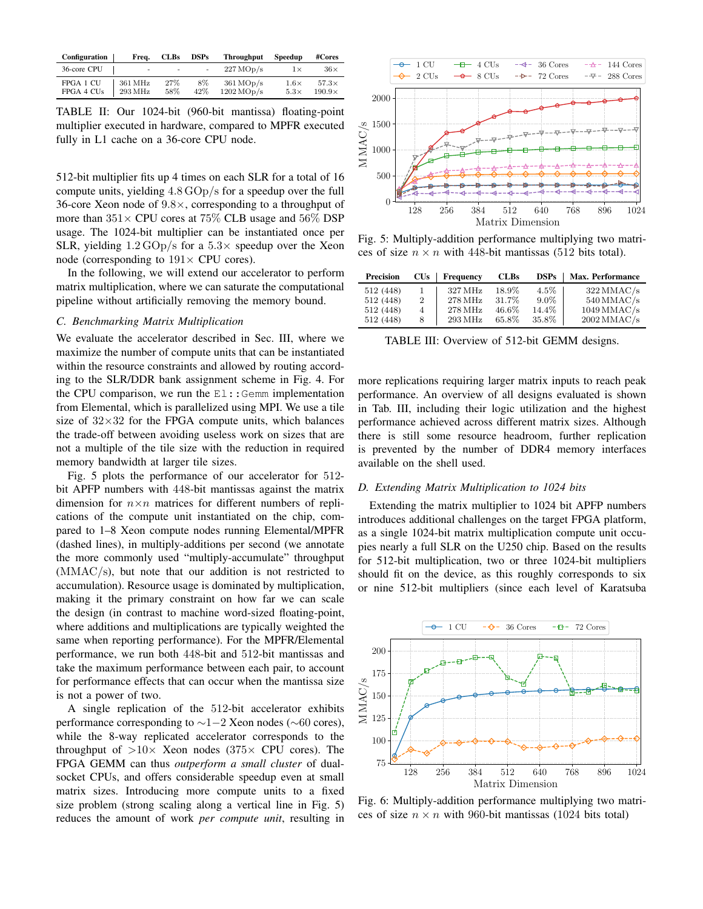| Configuration | Freq. | CLBs | DSPs | Throughput | Speedup | #Cores |
|---|---|---|---|---|---|---|
| 36-core CPU | - | - | - | 227 MOp/s | 1× | 36× |
| FPGA 1 CU | 361 MHz | 27% | 8% | 361 MOp/s | 1.6× | 57.3× |
| FPGA 4 CUs | 293 MHz | 58% | 42% | 1202 MOp/s | 5.3× | 190.9× |

TABLE II: Our 1024-bit (960-bit mantissa) floating-point multiplier executed in hardware, compared to MPFR executed fully in L1 cache on a 36-core CPU node.

512-bit multiplier fits up 4 times on each SLR for a total of 16 compute units, yielding 4.8 GOp/s for a speedup over the full 36-core Xeon node of 9.8×, corresponding to a throughput of more than 351× CPU cores at 75% CLB usage and 56% DSP usage. The 1024-bit multiplier can be instantiated once per SLR, yielding 1.2 GOp/s for a 5.3× speedup over the Xeon node (corresponding to 191× CPU cores).

In the following, we will extend our accelerator to perform matrix multiplication, where we can saturate the computational pipeline without artificially removing the memory bound.

### C. Benchmarking Matrix Multiplication

We evaluate the accelerator described in Sec. III, where we maximize the number of compute units that can be instantiated within the resource constraints and allowed by routing according to the SLR/DDR bank assignment scheme in Fig. 4. For the CPU comparison, we run the `El::Gemm` implementation from Elemental, which is parallelized using MPI. We use a tile size of 32×32 for the FPGA compute units, which balances the trade-off between avoiding useless work on sizes that are not a multiple of the tile size with the reduction in required memory bandwidth at larger tile sizes.

Fig. 5 plots the performance of our accelerator for 512-bit APFP numbers with 448-bit mantissas against the matrix dimension for $n \times n$ matrices for different numbers of replications of the compute unit instantiated on the chip, compared to 1–8 Xeon compute nodes running Elemental/MPFR (dashed lines), in multiply-additions per second (we annotate the more commonly used "multiply-accumulate" throughput (MMAC/s), but note that our addition is not restricted to accumulation). Resource usage is dominated by multiplication, making it the primary constraint on how far we can scale the design (in contrast to machine word-sized floating-point, where additions and multiplications are typically weighted the same when reporting performance). For the MPFR/Elemental performance, we run both 448-bit and 512-bit mantissas and take the maximum performance between each pair, to account for performance effects that can occur when the mantissa size is not a power of two.

A single replication of the 512-bit accelerator exhibits performance corresponding to ∼1−2 Xeon nodes (∼60 cores), while the 8-way replicated accelerator corresponds to the throughput of >10× Xeon nodes (375× CPU cores). The FPGA GEMM can thus *outperform a small cluster* of dual-socket CPUs, and offers considerable speedup even at small matrix sizes. Introducing more compute units to a fixed size problem (strong scaling along a vertical line in Fig. 5) reduces the amount of work *per compute unit*, resulting in more replications requiring larger matrix inputs to reach peak performance. An overview of all designs evaluated is shown in Tab. III, including their logic utilization and the highest performance achieved across different matrix sizes. Although there is still some resource headroom, further replication is prevented by the number of DDR4 memory interfaces available on the shell used.

Fig. 5: Multiply-addition performance multiplying two matrices of size $n \times n$ with 448-bit mantissas (512 bits total).

| Precision | CUs | Frequency | CLBs | DSPs | Max. Performance |
|---|---|---|---|---|---|
| 512 (448) | 1 | 327 MHz | 18.9% | 4.5% | 322 MMAC/s |
| 512 (448) | 2 | 278 MHz | 31.7% | 9.0% | 540 MMAC/s |
| 512 (448) | 4 | 278 MHz | 46.6% | 14.4% | 1049 MMAC/s |
| 512 (448) | 8 | 293 MHz | 65.8% | 35.8% | 2002 MMAC/s |

TABLE III: Overview of 512-bit GEMM designs.

### D. Extending Matrix Multiplication to 1024 bits

Extending the matrix multiplier to 1024 bit APFP numbers introduces additional challenges on the target FPGA platform, as a single 1024-bit matrix multiplication compute unit occupies nearly a full SLR on the U250 chip. Based on the results for 512-bit multiplication, two or three 1024-bit multipliers should fit on the device, as this roughly corresponds to six or nine 512-bit multipliers (since each level of Karatsuba

Fig. 6: Multiply-addition performance multiplying two matrices of size $n \times n$ with 960-bit mantissas (1024 bits total)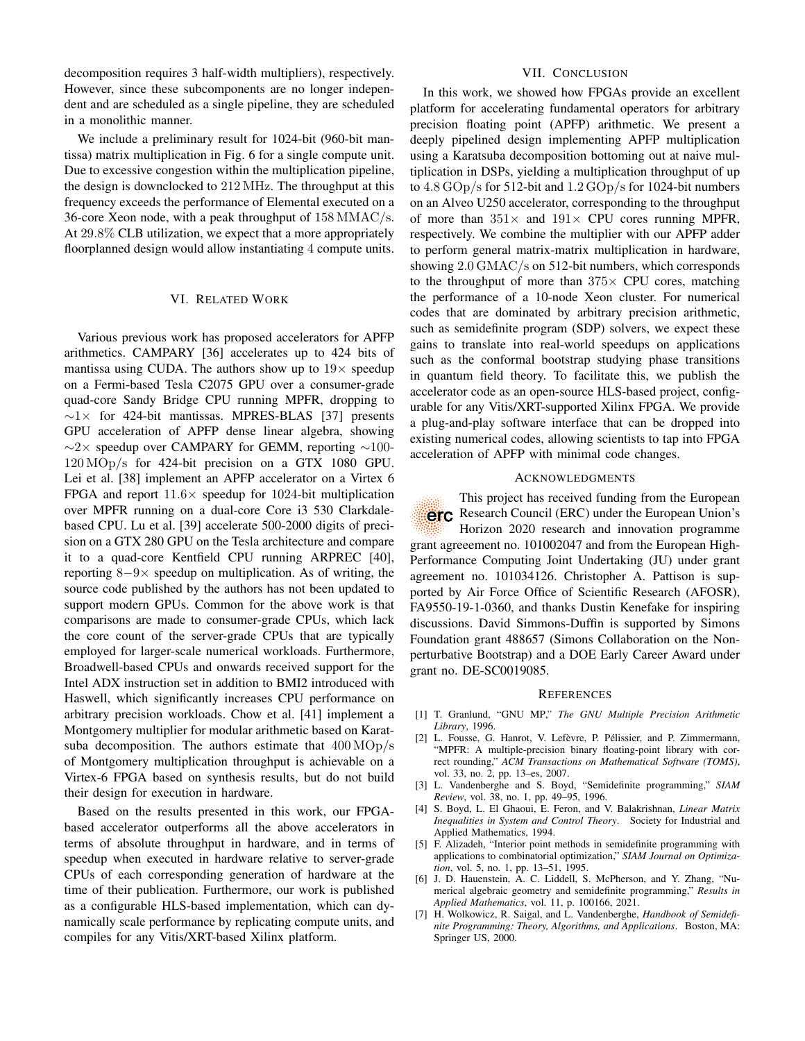decomposition requires 3 half-width multipliers), respectively. However, since these subcomponents are no longer independent and are scheduled as a single pipeline, they are scheduled in a monolithic manner.

We include a preliminary result for 1024-bit (960-bit mantissa) matrix multiplication in Fig. 6 for a single compute unit. Due to excessive congestion within the multiplication pipeline, the design is downclocked to $212\,\mathrm{MHz}$. The throughput at this frequency exceeds the performance of Elemental executed on a 36-core Xeon node, with a peak throughput of $158\,\mathrm{MMAC/s}$. At $29.8\%$ CLB utilization, we expect that a more appropriately floorplanned design would allow instantiating $4$ compute units.

## VI. Related Work

Various previous work has proposed accelerators for APFP arithmetics. CAMPARY [36] accelerates up to 424 bits of mantissa using CUDA. The authors show up to $19\times$ speedup on a Fermi-based Tesla C2075 GPU over a consumer-grade quad-core Sandy Bridge CPU running MPFR, dropping to $\sim 1\times$ for 424-bit mantissas. MPRES-BLAS [37] presents GPU acceleration of APFP dense linear algebra, showing $\sim 2\times$ speedup over CAMPARY for GEMM, reporting $\sim$100-$120\,\mathrm{MOp/s}$ for 424-bit precision on a GTX 1080 GPU. Lei et al. [38] implement an APFP accelerator on a Virtex 6 FPGA and report $11.6\times$ speedup for $1024$-bit multiplication over MPFR running on a dual-core Core i3 530 Clarkdale-based CPU. Lu et al. [39] accelerate 500-2000 digits of precision on a GTX 280 GPU on the Tesla architecture and compare it to a quad-core Kentfield CPU running ARPREC [40], reporting $8-9\times$ speedup on multiplication. As of writing, the source code published by the authors has not been updated to support modern GPUs. Common for the above work is that comparisons are made to consumer-grade CPUs, which lack the core count of the server-grade CPUs that are typically employed for larger-scale numerical workloads. Furthermore, Broadwell-based CPUs and onwards received support for the Intel ADX instruction set in addition to BMI2 introduced with Haswell, which significantly increases CPU performance on arbitrary precision workloads. Chow et al. [41] implement a Montgomery multiplier for modular arithmetic based on Karatsuba decomposition. The authors estimate that $400\,\mathrm{MOp/s}$ of Montgomery multiplication throughput is achievable on a Virtex-6 FPGA based on synthesis results, but do not build their design for execution in hardware.

Based on the results presented in this work, our FPGA-based accelerator outperforms all the above accelerators in terms of absolute throughput in hardware, and in terms of speedup when executed in hardware relative to server-grade CPUs of each corresponding generation of hardware at the time of their publication. Furthermore, our work is published as a configurable HLS-based implementation, which can dynamically scale performance by replicating compute units, and compiles for any Vitis/XRT-based Xilinx platform.

## VII. Conclusion

In this work, we showed how FPGAs provide an excellent platform for accelerating fundamental operators for arbitrary precision floating point (APFP) arithmetic. We present a deeply pipelined design implementing APFP multiplication using a Karatsuba decomposition bottoming out at naive multiplication in DSPs, yielding a multiplication throughput of up to $4.8\,\mathrm{GOp/s}$ for 512-bit and $1.2\,\mathrm{GOp/s}$ for 1024-bit numbers on an Alveo U250 accelerator, corresponding to the throughput of more than $351\times$ and $191\times$ CPU cores running MPFR, respectively. We combine the multiplier with our APFP adder to perform general matrix-matrix multiplication in hardware, showing $2.0\,\mathrm{GMAC/s}$ on 512-bit numbers, which corresponds to the throughput of more than $375\times$ CPU cores, matching the performance of a 10-node Xeon cluster. For numerical codes that are dominated by arbitrary precision arithmetic, such as semidefinite program (SDP) solvers, we expect these gains to translate into real-world speedups on applications such as the conformal bootstrap studying phase transitions in quantum field theory. To facilitate this, we publish the accelerator code as an open-source HLS-based project, configurable for any Vitis/XRT-supported Xilinx FPGA. We provide a plug-and-play software interface that can be dropped into existing numerical codes, allowing scientists to tap into FPGA acceleration of APFP with minimal code changes.

## Acknowledgments

This project has received funding from the European Research Council (ERC) under the European Union's Horizon 2020 research and innovation programme grant agreeement no. 101002047 and from the European High-Performance Computing Joint Undertaking (JU) under grant agreement no. 101034126. Christopher A. Pattison is supported by Air Force Office of Scientific Research (AFOSR), FA9550-19-1-0360, and thanks Dustin Kenefake for inspiring discussions. David Simmons-Duffin is supported by Simons Foundation grant 488657 (Simons Collaboration on the Nonperturbative Bootstrap) and a DOE Early Career Award under grant no. DE-SC0019085.

## References

[1] T. Granlund, "GNU MP," *The GNU Multiple Precision Arithmetic Library*, 1996.

[2] L. Fousse, G. Hanrot, V. Lefèvre, P. Pélissier, and P. Zimmermann, "MPFR: A multiple-precision binary floating-point library with correct rounding," *ACM Transactions on Mathematical Software (TOMS)*, vol. 33, no. 2, pp. 13–es, 2007.

[3] L. Vandenberghe and S. Boyd, "Semidefinite programming," *SIAM Review*, vol. 38, no. 1, pp. 49–95, 1996.

[4] S. Boyd, L. El Ghaoui, E. Feron, and V. Balakrishnan, *Linear Matrix Inequalities in System and Control Theory*. Society for Industrial and Applied Mathematics, 1994.

[5] F. Alizadeh, "Interior point methods in semidefinite programming with applications to combinatorial optimization," *SIAM Journal on Optimization*, vol. 5, no. 1, pp. 13–51, 1995.

[6] J. D. Hauenstein, A. C. Liddell, S. McPherson, and Y. Zhang, "Numerical algebraic geometry and semidefinite programming," *Results in Applied Mathematics*, vol. 11, p. 100166, 2021.

[7] H. Wolkowicz, R. Saigal, and L. Vandenberghe, *Handbook of Semidefinite Programming: Theory, Algorithms, and Applications*. Boston, MA: Springer US, 2000.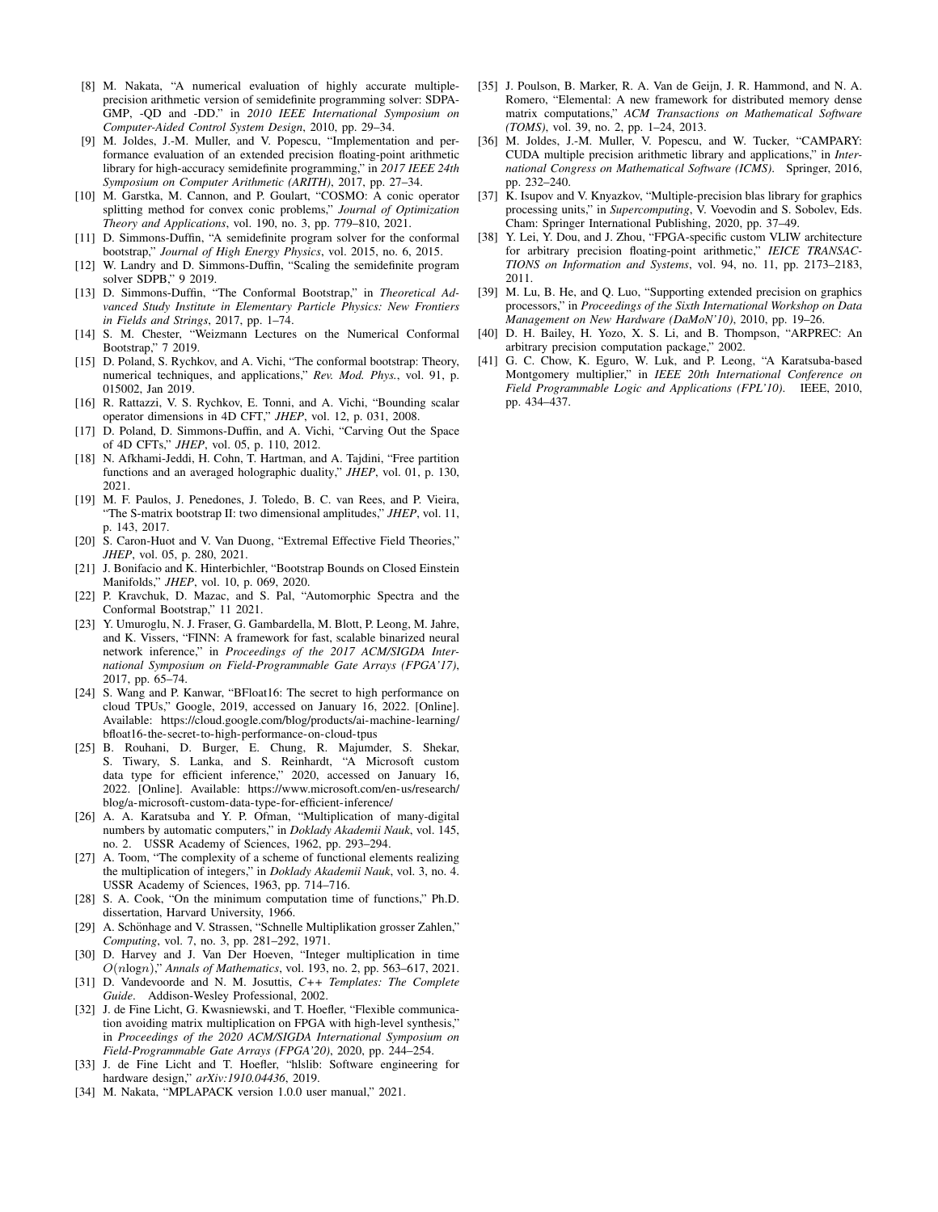[8] M. Nakata, "A numerical evaluation of highly accurate multiple-precision arithmetic version of semidefinite programming solver: SDPA-GMP, -QD and -DD." in *2010 IEEE International Symposium on Computer-Aided Control System Design*, 2010, pp. 29–34.

[9] M. Joldes, J.-M. Muller, and V. Popescu, "Implementation and performance evaluation of an extended precision floating-point arithmetic library for high-accuracy semidefinite programming," in *2017 IEEE 24th Symposium on Computer Arithmetic (ARITH)*, 2017, pp. 27–34.

[10] M. Garstka, M. Cannon, and P. Goulart, "COSMO: A conic operator splitting method for convex conic problems," *Journal of Optimization Theory and Applications*, vol. 190, no. 3, pp. 779–810, 2021.

[11] D. Simmons-Duffin, "A semidefinite program solver for the conformal bootstrap," *Journal of High Energy Physics*, vol. 2015, no. 6, 2015.

[12] W. Landry and D. Simmons-Duffin, "Scaling the semidefinite program solver SDPB," 9 2019.

[13] D. Simmons-Duffin, "The Conformal Bootstrap," in *Theoretical Advanced Study Institute in Elementary Particle Physics: New Frontiers in Fields and Strings*, 2017, pp. 1–74.

[14] S. M. Chester, "Weizmann Lectures on the Numerical Conformal Bootstrap," 7 2019.

[15] D. Poland, S. Rychkov, and A. Vichi, "The conformal bootstrap: Theory, numerical techniques, and applications," *Rev. Mod. Phys.*, vol. 91, p. 015002, Jan 2019.

[16] R. Rattazzi, V. S. Rychkov, E. Tonni, and A. Vichi, "Bounding scalar operator dimensions in 4D CFT," *JHEP*, vol. 12, p. 031, 2008.

[17] D. Poland, D. Simmons-Duffin, and A. Vichi, "Carving Out the Space of 4D CFTs," *JHEP*, vol. 05, p. 110, 2012.

[18] N. Afkhami-Jeddi, H. Cohn, T. Hartman, and A. Tajdini, "Free partition functions and an averaged holographic duality," *JHEP*, vol. 01, p. 130, 2021.

[19] M. F. Paulos, J. Penedones, J. Toledo, B. C. van Rees, and P. Vieira, "The S-matrix bootstrap II: two dimensional amplitudes," *JHEP*, vol. 11, p. 143, 2017.

[20] S. Caron-Huot and V. Van Duong, "Extremal Effective Field Theories," *JHEP*, vol. 05, p. 280, 2021.

[21] J. Bonifacio and K. Hinterbichler, "Bootstrap Bounds on Closed Einstein Manifolds," *JHEP*, vol. 10, p. 069, 2020.

[22] P. Kravchuk, D. Mazac, and S. Pal, "Automorphic Spectra and the Conformal Bootstrap," 11 2021.

[23] Y. Umuroglu, N. J. Fraser, G. Gambardella, M. Blott, P. Leong, M. Jahre, and K. Vissers, "FINN: A framework for fast, scalable binarized neural network inference," in *Proceedings of the 2017 ACM/SIGDA International Symposium on Field-Programmable Gate Arrays (FPGA'17)*, 2017, pp. 65–74.

[24] S. Wang and P. Kanwar, "BFloat16: The secret to high performance on cloud TPUs," Google, 2019, accessed on January 16, 2022. [Online]. Available: https://cloud.google.com/blog/products/ai-machine-learning/bfloat16-the-secret-to-high-performance-on-cloud-tpus

[25] B. Rouhani, D. Burger, E. Chung, R. Majumder, S. Shekar, S. Tiwary, S. Lanka, and S. Reinhardt, "A Microsoft custom data type for efficient inference," 2020, accessed on January 16, 2022. [Online]. Available: https://www.microsoft.com/en-us/research/blog/a-microsoft-custom-data-type-for-efficient-inference/

[26] A. A. Karatsuba and Y. P. Ofman, "Multiplication of many-digital numbers by automatic computers," in *Doklady Akademii Nauk*, vol. 145, no. 2. USSR Academy of Sciences, 1962, pp. 293–294.

[27] A. Toom, "The complexity of a scheme of functional elements realizing the multiplication of integers," in *Doklady Akademii Nauk*, vol. 3, no. 4. USSR Academy of Sciences, 1963, pp. 714–716.

[28] S. A. Cook, "On the minimum computation time of functions," Ph.D. dissertation, Harvard University, 1966.

[29] A. Schönhage and V. Strassen, "Schnelle Multiplikation grosser Zahlen," *Computing*, vol. 7, no. 3, pp. 281–292, 1971.

[30] D. Harvey and J. Van Der Hoeven, "Integer multiplication in time $O(n\log n)$," *Annals of Mathematics*, vol. 193, no. 2, pp. 563–617, 2021.

[31] D. Vandevoorde and N. M. Josuttis, *C++ Templates: The Complete Guide*. Addison-Wesley Professional, 2002.

[32] J. de Fine Licht, G. Kwasniewski, and T. Hoefler, "Flexible communication avoiding matrix multiplication on FPGA with high-level synthesis," in *Proceedings of the 2020 ACM/SIGDA International Symposium on Field-Programmable Gate Arrays (FPGA'20)*, 2020, pp. 244–254.

[33] J. de Fine Licht and T. Hoefler, "hlslib: Software engineering for hardware design," *arXiv:1910.04436*, 2019.

[34] M. Nakata, "MPLAPACK version 1.0.0 user manual," 2021.

[35] J. Poulson, B. Marker, R. A. Van de Geijn, J. R. Hammond, and N. A. Romero, "Elemental: A new framework for distributed memory dense matrix computations," *ACM Transactions on Mathematical Software (TOMS)*, vol. 39, no. 2, pp. 1–24, 2013.

[36] M. Joldes, J.-M. Muller, V. Popescu, and W. Tucker, "CAMPARY: CUDA multiple precision arithmetic library and applications," in *International Congress on Mathematical Software (ICMS)*. Springer, 2016, pp. 232–240.

[37] K. Isupov and V. Knyazkov, "Multiple-precision blas library for graphics processing units," in *Supercomputing*, V. Voevodin and S. Sobolev, Eds. Cham: Springer International Publishing, 2020, pp. 37–49.

[38] Y. Lei, Y. Dou, and J. Zhou, "FPGA-specific custom VLIW architecture for arbitrary precision floating-point arithmetic," *IEICE TRANSACTIONS on Information and Systems*, vol. 94, no. 11, pp. 2173–2183, 2011.

[39] M. Lu, B. He, and Q. Luo, "Supporting extended precision on graphics processors," in *Proceedings of the Sixth International Workshop on Data Management on New Hardware (DaMoN'10)*, 2010, pp. 19–26.

[40] D. H. Bailey, H. Yozo, X. S. Li, and B. Thompson, "ARPREC: An arbitrary precision computation package," 2002.

[41] G. C. Chow, K. Eguro, W. Luk, and P. Leong, "A Karatsuba-based Montgomery multiplier," in *IEEE 20th International Conference on Field Programmable Logic and Applications (FPL'10)*. IEEE, 2010, pp. 434–437.